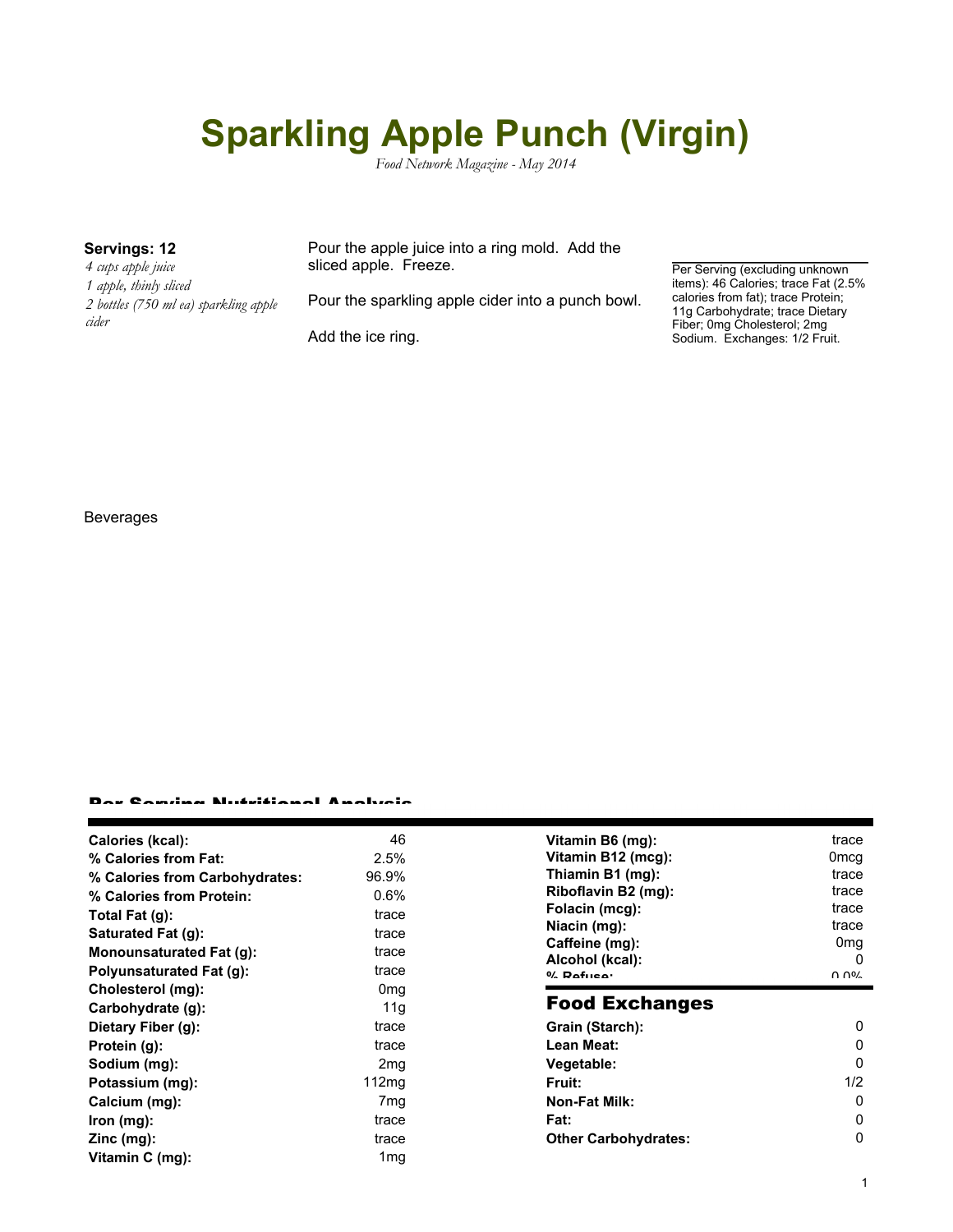# Sparkling Apple Punch (Virgin)

*Food Network Magazine - May 2014*

**Servings: 12**

*4 cups apple juice*
*1 apple, thinly sliced*
*2 bottles (750 ml ea) sparkling apple cider*

Pour the apple juice into a ring mold. Add the sliced apple. Freeze.

Pour the sparkling apple cider into a punch bowl.

Add the ice ring.

Per Serving (excluding unknown items): 46 Calories; trace Fat (2.5% calories from fat); trace Protein; 11g Carbohydrate; trace Dietary Fiber; 0mg Cholesterol; 2mg Sodium. Exchanges: 1/2 Fruit.

Beverages

## Per Serving Nutritional Analysis

| | |
|---|---|
| **Calories (kcal):** | 46 |
| **% Calories from Fat:** | 2.5% |
| **% Calories from Carbohydrates:** | 96.9% |
| **% Calories from Protein:** | 0.6% |
| **Total Fat (g):** | trace |
| **Saturated Fat (g):** | trace |
| **Monounsaturated Fat (g):** | trace |
| **Polyunsaturated Fat (g):** | trace |
| **Cholesterol (mg):** | 0mg |
| **Carbohydrate (g):** | 11g |
| **Dietary Fiber (g):** | trace |
| **Protein (g):** | trace |
| **Sodium (mg):** | 2mg |
| **Potassium (mg):** | 112mg |
| **Calcium (mg):** | 7mg |
| **Iron (mg):** | trace |
| **Zinc (mg):** | trace |
| **Vitamin C (mg):** | 1mg |
| **Vitamin B6 (mg):** | trace |
| **Vitamin B12 (mcg):** | 0mcg |
| **Thiamin B1 (mg):** | trace |
| **Riboflavin B2 (mg):** | trace |
| **Folacin (mcg):** | trace |
| **Niacin (mg):** | trace |
| **Caffeine (mg):** | 0mg |
| **Alcohol (kcal):** | 0 |
| **% Refuse:** | 0.0% |

## Food Exchanges

| | |
|---|---|
| **Grain (Starch):** | 0 |
| **Lean Meat:** | 0 |
| **Vegetable:** | 0 |
| **Fruit:** | 1/2 |
| **Non-Fat Milk:** | 0 |
| **Fat:** | 0 |
| **Other Carbohydrates:** | 0 |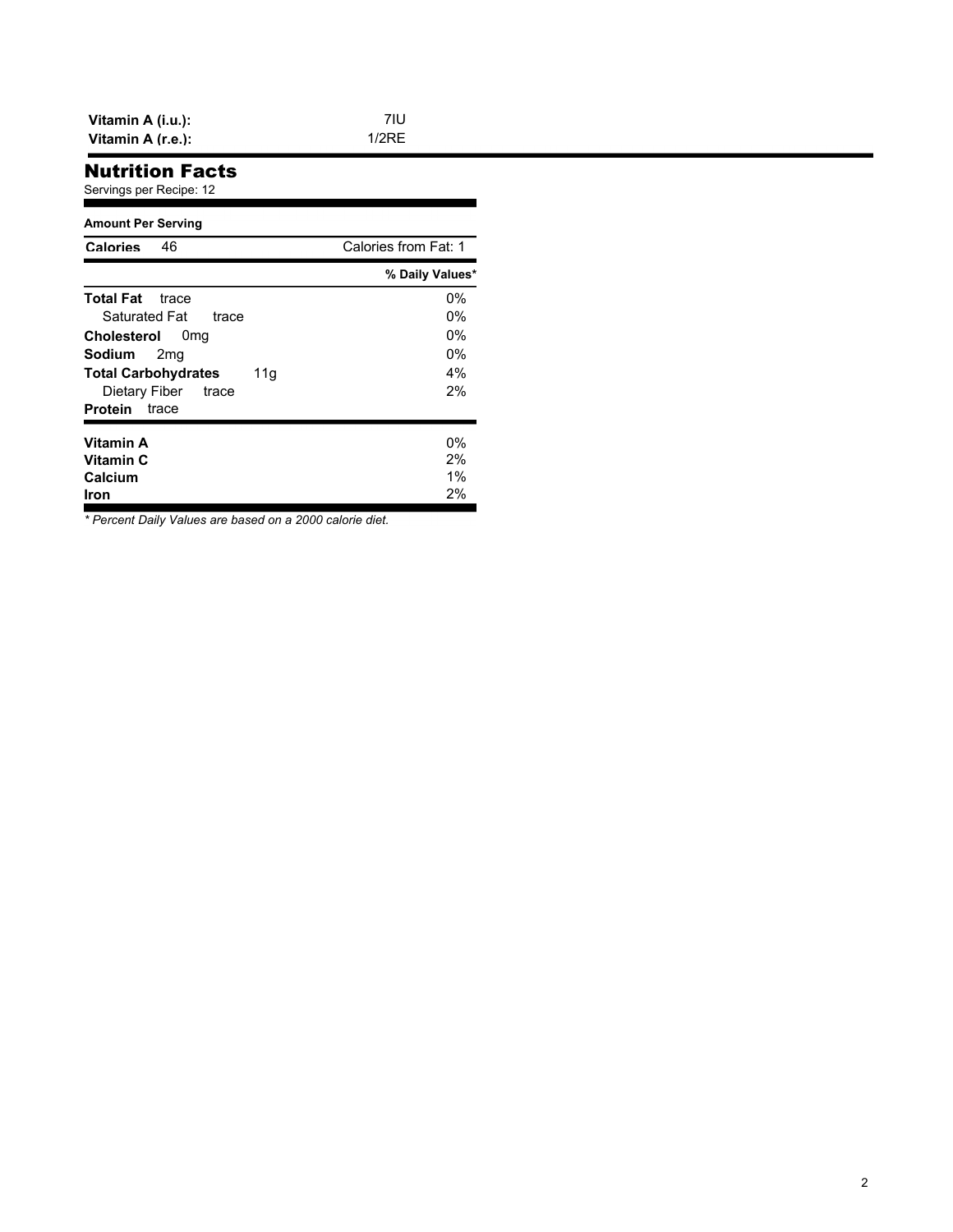**Vitamin A (i.u.):** 7IU
**Vitamin A (r.e.):** 1/2RE

## Nutrition Facts

Servings per Recipe: 12

| Amount Per Serving | |
|---|---|
| **Calories** 46 | Calories from Fat: 1 |
| | **% Daily Values*** |
| **Total Fat** trace | 0% |
| Saturated Fat trace | 0% |
| **Cholesterol** 0mg | 0% |
| **Sodium** 2mg | 0% |
| **Total Carbohydrates** 11g | 4% |
| Dietary Fiber trace | 2% |
| **Protein** trace | |
| **Vitamin A** | 0% |
| **Vitamin C** | 2% |
| **Calcium** | 1% |
| **Iron** | 2% |

*\* Percent Daily Values are based on a 2000 calorie diet.*